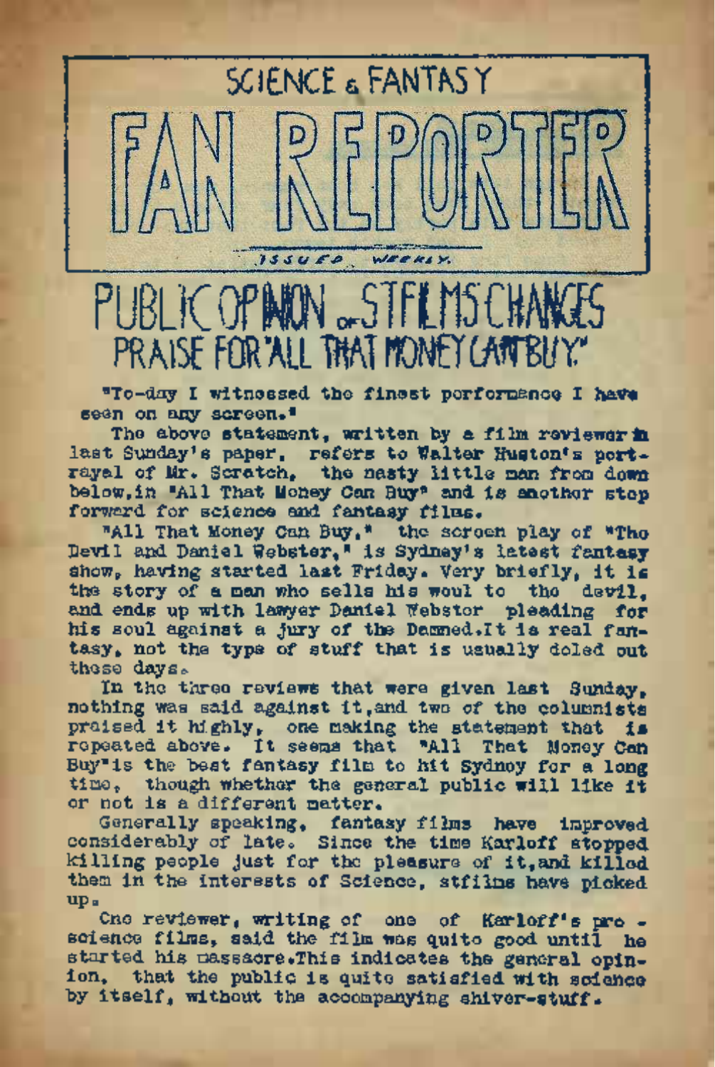SCIENCE & FANTASY

# FAN REPORTER

ISSUED WEEKLY.

## PUBLIC OPINION OF STFILMS CHANGES
## PRAISE FOR "ALL THAT MONEY CAN'T BUY."

"To-day I witnessed the finest performance I have seen on any screen."

The above statement, written by a film reviewer in last Sunday's paper, refers to Walter Huston's portrayal of Mr. Scratch, the nasty little man from down below, in "All That Money Can Buy" and is another step forward for science and fantasy films.

"All That Money Can Buy," the screen play of "The Devil and Daniel Webster," is Sydney's latest fantasy show, having started last Friday. Very briefly, it is the story of a man who sells his soul to the devil, and ends up with lawyer Daniel Webster pleading for his soul against a jury of the Damned. It is real fantasy, not the type of stuff that is usually doled out these days.

In the three reviews that were given last Sunday, nothing was said against it, and two of the columnists praised it highly, one making the statement that is repeated above. It seems that "All That Money Can Buy" is the best fantasy film to hit Sydney for a long time, though whether the general public will like it or not is a different matter.

Generally speaking, fantasy films have improved considerably of late. Since the time Karloff stopped killing people just for the pleasure of it, and killed them in the interests of Science, stfilms have picked up.

One reviewer, writing of one of Karloff's pro-science films, said the film was quite good until he started his massacre. This indicates the general opinion, that the public is quite satisfied with science by itself, without the accompanying shiver-stuff.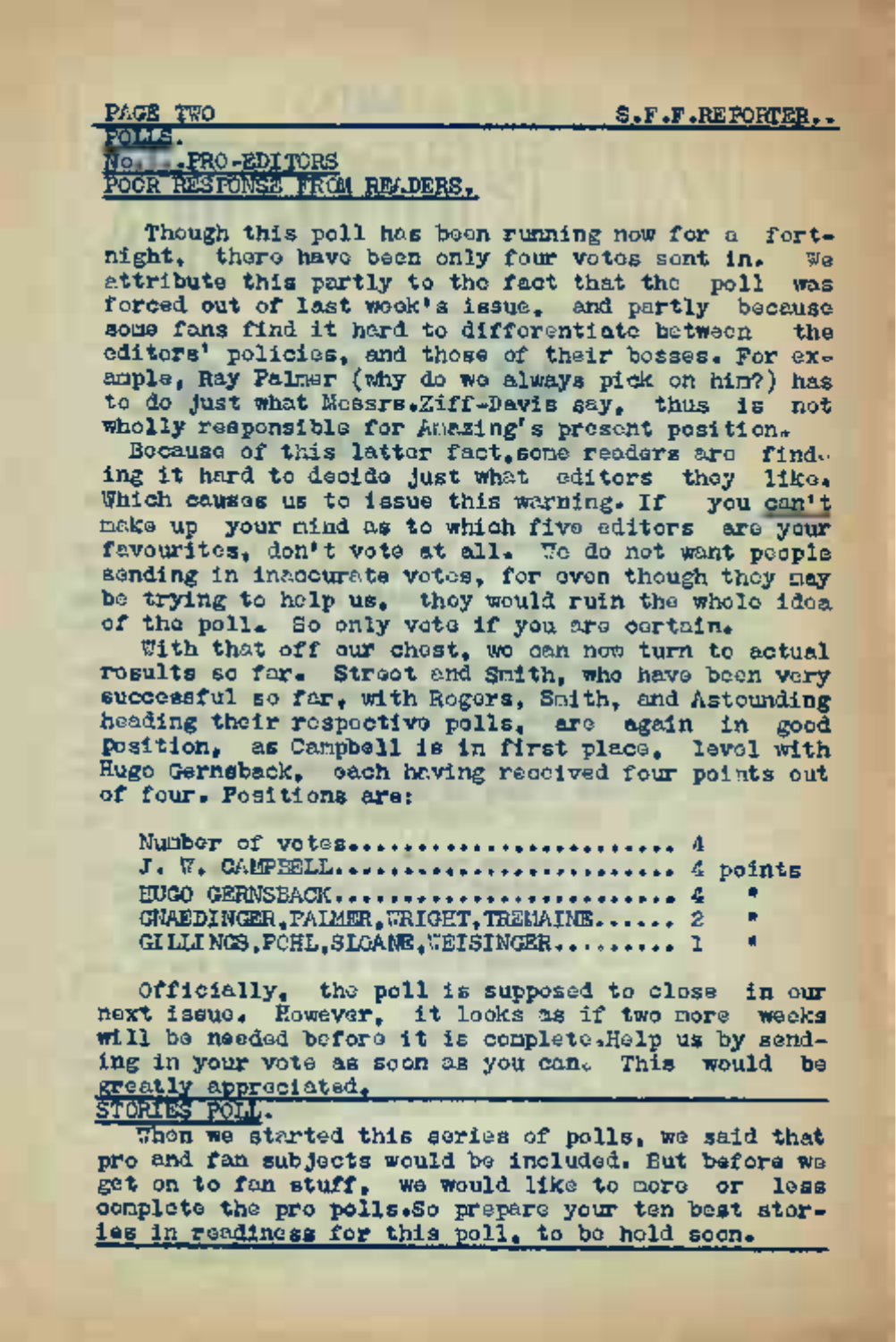## POLLS.

### No. ..PRO-EDITORS

### POOR RESPONSE FROM READERS.

Though this poll has been running now for a fortnight, there have been only four votes sent in. We attribute this partly to the fact that the poll was forced out of last week's issue, and partly because some fans find it hard to differentiate between the editors' policies, and those of their bosses. For example, Ray Palmer (why do we always pick on him?) has to do just what Messrs.Ziff-Davis say, thus is not wholly responsible for Amazing's present position.

Because of this latter fact,some readers are finding it hard to decide just what editors they like. Which causes us to issue this warning. If you can't make up your mind as to which five editors are your favourites, don't vote at all. We do not want people sending in inaccurate votes, for even though they may be trying to help us, they would ruin the whole idea of the poll. So only vote if you are certain.

With that off our chest, we can now turn to actual results so far. Street and Smith, who have been very successful so far, with Rogers, Smith, and Astounding heading their respective polls, are again in good position, as Campbell is in first place, level with Hugo Gernsback, each having received four points out of four. Positions are:

| | |
|---|---|
| Number of votes | 4 |
| J. W. CAMPBELL | 4 points |
| HUGO GERNSBACK | 4 " |
| GNAEDINGER,PALMER,WRIGHT,TREMAINE | 2 " |
| GILLINGS,POHL,SLOANE,WEISINGER | 1 " |

Officially, the poll is supposed to close in our next issue. However, it looks as if two more weeks will be needed before it is complete.Help us by sending in your vote as soon as you can. This would be greatly appreciated.

## STORIES POLL.

When we started this series of polls, we said that pro and fan subjects would be included. But before we get on to fan stuff, we would like to more or less complete the pro polls.So prepare your ten best stories in readiness for this poll, to be held soon.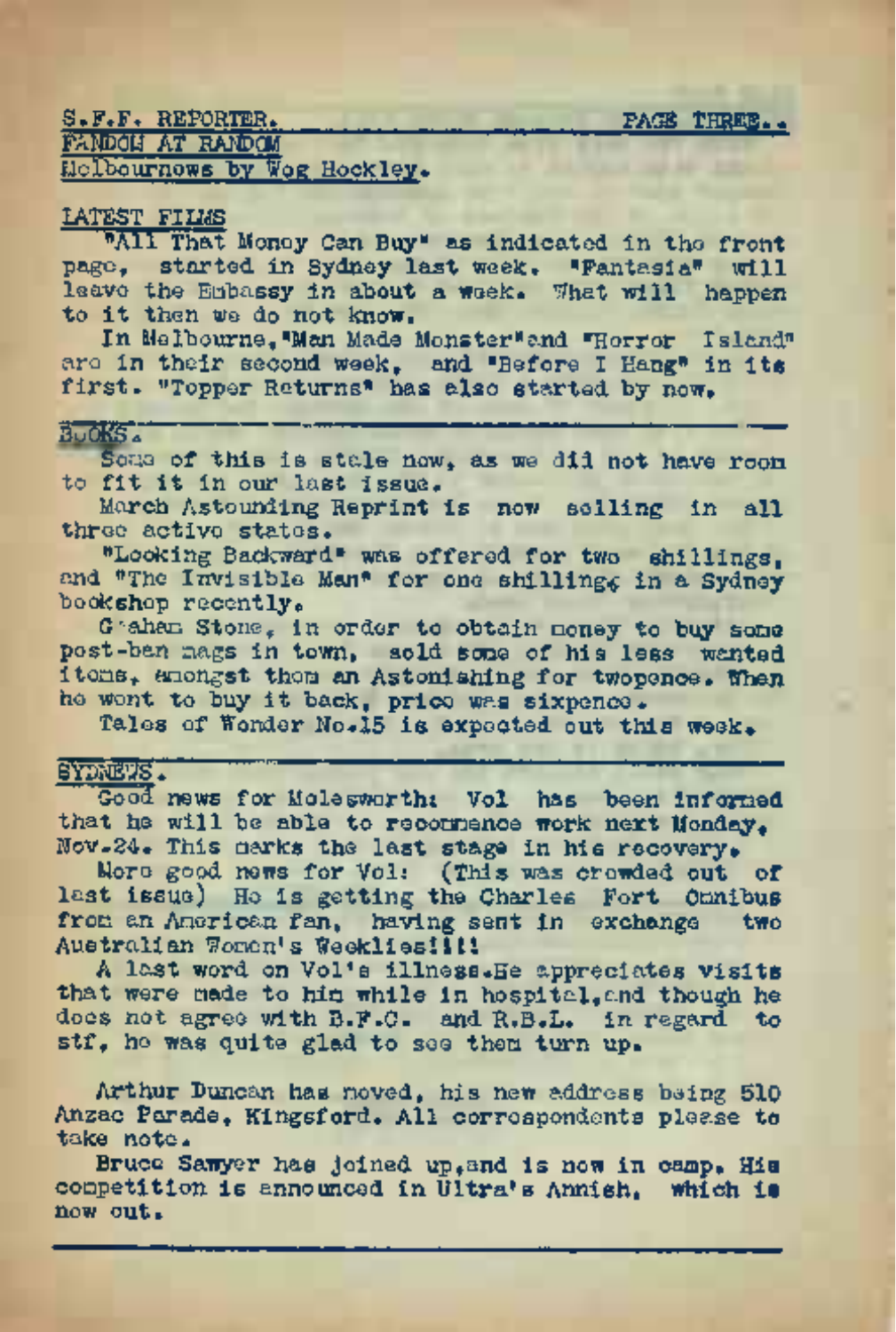## FANDOM AT RANDOM

Melbournews by Wog Hockley.

### LATEST FILMS

"All That Money Can Buy" as indicated in the front page, started in Sydney last week. "Fantasia" will leave the Embassy in about a week. What will happen to it then we do not know.

In Melbourne, "Man Made Monster" and "Horror Island" are in their second week, and "Before I Hang" in its first. "Topper Returns" has also started by now.

### BOOKS.

Some of this is stale now, as we did not have room to fit it in our last issue.

March Astounding Reprint is now selling in all three active states.

"Looking Backward" was offered for two shillings, and "The Invisible Man" for one shilling, in a Sydney bookshop recently.

Graham Stone, in order to obtain money to buy some post-ban mags in town, sold some of his less wanted items, amongst them an Astonishing for twopence. When he went to buy it back, price was sixpence.

Tales of Wonder No.15 is expected out this week.

### SYDNEWS.

Good news for Molesworth: Vol has been informed that he will be able to recommence work next Monday, Nov.24. This marks the last stage in his recovery.

More good news for Vol: (This was crowded out of last issue) He is getting the Charles Fort Omnibus from an American fan, having sent in exchange two Australian Women's Weeklies!!!!

A last word on Vol's illness. He appreciates visits that were made to him while in hospital, and though he does not agree with B.F.C. and R.B.L. in regard to stf, he was quite glad to see them turn up.

Arthur Duncan has moved, his new address being 510 Anzac Parade, Kingsford. All correspondents please to take note.

Bruce Sawyer has joined up, and is now in camp. His competition is announced in Ultra's Annish, which is now out.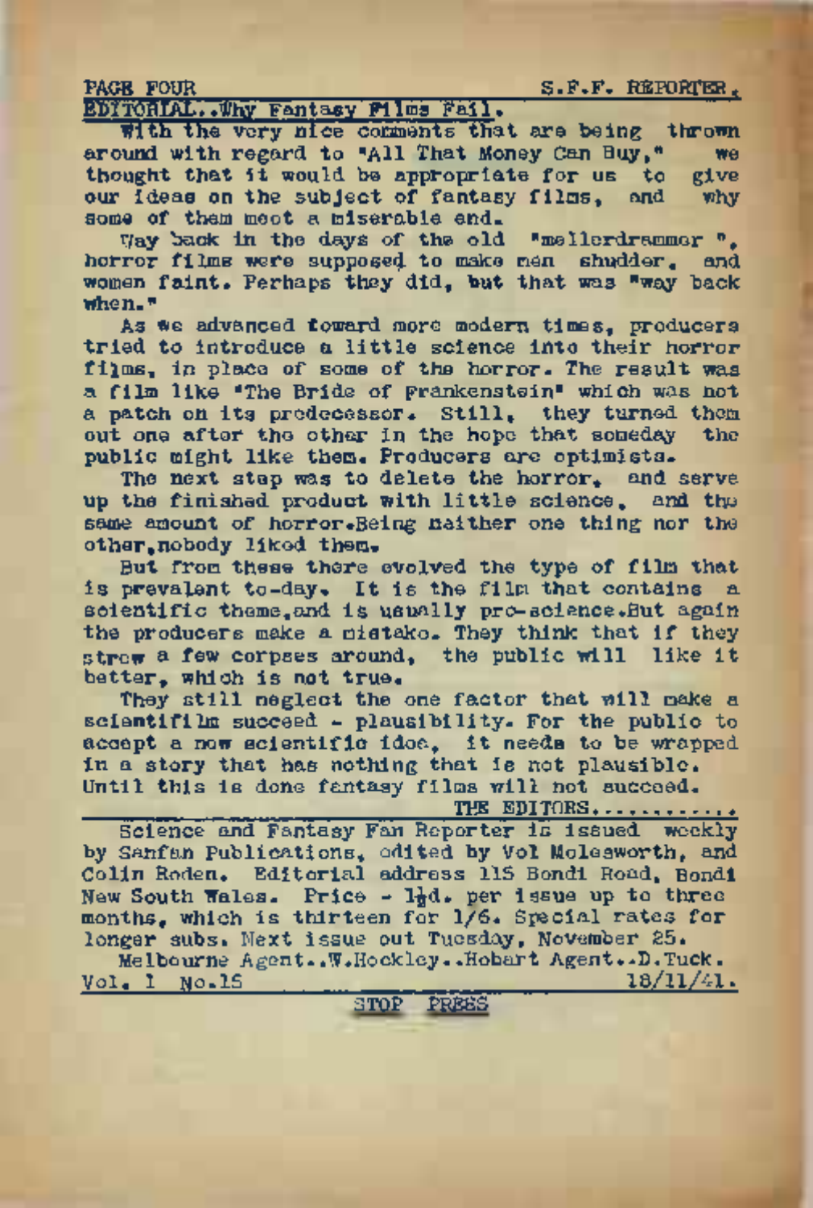## EDITORIAL..Why Fantasy Films Fail.

With the very nice comments that are being thrown around with regard to "All That Money Can Buy," we thought that it would be appropriate for us to give our ideas on the subject of fantasy films, and why some of them meet a miserable end.

Way back in the days of the old "mellerdrammer", horror films were supposed to make men shudder, and women faint. Perhaps they did, but that was "way back when."

As we advanced toward more modern times, producers tried to introduce a little science into their horror films, in place of some of the horror. The result was a film like "The Bride of Frankenstein" which was not a patch on its predecessor. Still, they turned them out one after the other in the hope that someday the public might like them. Producers are optimists.

The next step was to delete the horror, and serve up the finished product with little science, and the same amount of horror. Being neither one thing nor the other, nobody liked them.

But from these there evolved the type of film that is prevalent to-day. It is the film that contains a scientific theme, and is usually pro-science. But again the producers make a mistake. They think that if they strew a few corpses around, the public will like it better, which is not true.

They still neglect the one factor that will make a scientifilm succeed - plausibility. For the public to accept a new scientific idea, it needs to be wrapped in a story that has nothing that is not plausible. Until this is done fantasy films will not succeed.

THE EDITORS...........

---

Science and Fantasy Fan Reporter is issued weekly by Sanfan Publications, edited by Vol Molesworth, and Colin Roden. Editorial address 115 Bondi Road, Bondi New South Wales. Price - 1½d. per issue up to three months, which is thirteen for 1/6. Special rates for longer subs. Next issue out Tuesday, November 25.

Melbourne Agent..W.Hockley..Hobart Agent..D.Tuck.

Vol. 1 No.15 18/11/41.

STOP PRESS